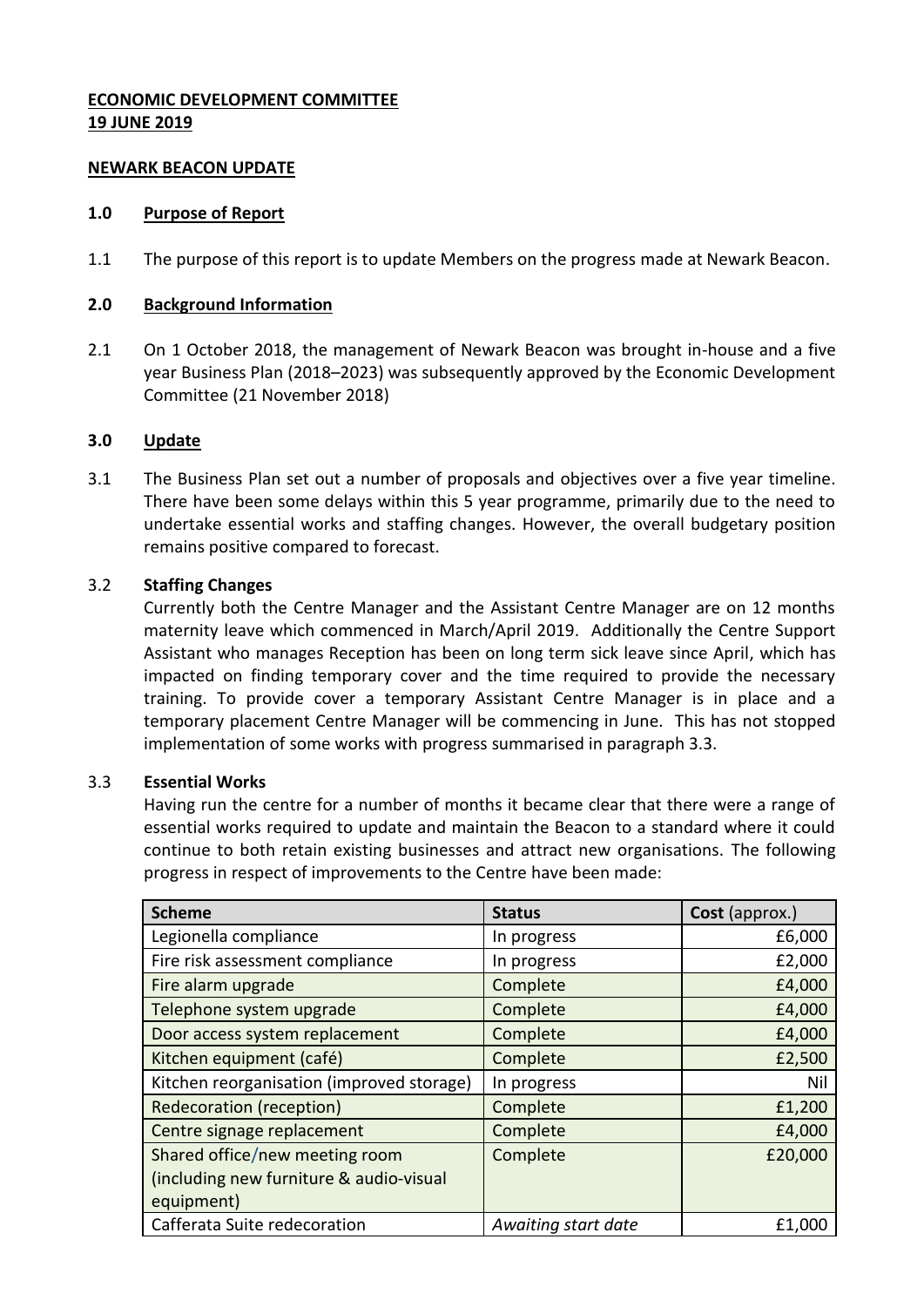**ECONOMIC DEVELOPMENT COMMITTEE**
**19 JUNE 2019**

**NEWARK BEACON UPDATE**

## 1.0 Purpose of Report

1.1 The purpose of this report is to update Members on the progress made at Newark Beacon.

## 2.0 Background Information

2.1 On 1 October 2018, the management of Newark Beacon was brought in-house and a five year Business Plan (2018–2023) was subsequently approved by the Economic Development Committee (21 November 2018)

## 3.0 Update

3.1 The Business Plan set out a number of proposals and objectives over a five year timeline. There have been some delays within this 5 year programme, primarily due to the need to undertake essential works and staffing changes. However, the overall budgetary position remains positive compared to forecast.

3.2 **Staffing Changes**
Currently both the Centre Manager and the Assistant Centre Manager are on 12 months maternity leave which commenced in March/April 2019. Additionally the Centre Support Assistant who manages Reception has been on long term sick leave since April, which has impacted on finding temporary cover and the time required to provide the necessary training. To provide cover a temporary Assistant Centre Manager is in place and a temporary placement Centre Manager will be commencing in June. This has not stopped implementation of some works with progress summarised in paragraph 3.3.

3.3 **Essential Works**
Having run the centre for a number of months it became clear that there were a range of essential works required to update and maintain the Beacon to a standard where it could continue to both retain existing businesses and attract new organisations. The following progress in respect of improvements to the Centre have been made:

| **Scheme** | **Status** | **Cost** (approx.) |
|---|---|---:|
| Legionella compliance | In progress | £6,000 |
| Fire risk assessment compliance | In progress | £2,000 |
| Fire alarm upgrade | Complete | £4,000 |
| Telephone system upgrade | Complete | £4,000 |
| Door access system replacement | Complete | £4,000 |
| Kitchen equipment (café) | Complete | £2,500 |
| Kitchen reorganisation (improved storage) | In progress | Nil |
| Redecoration (reception) | Complete | £1,200 |
| Centre signage replacement | Complete | £4,000 |
| Shared office/new meeting room (including new furniture & audio-visual equipment) | Complete | £20,000 |
| Cafferata Suite redecoration | *Awaiting start date* | £1,000 |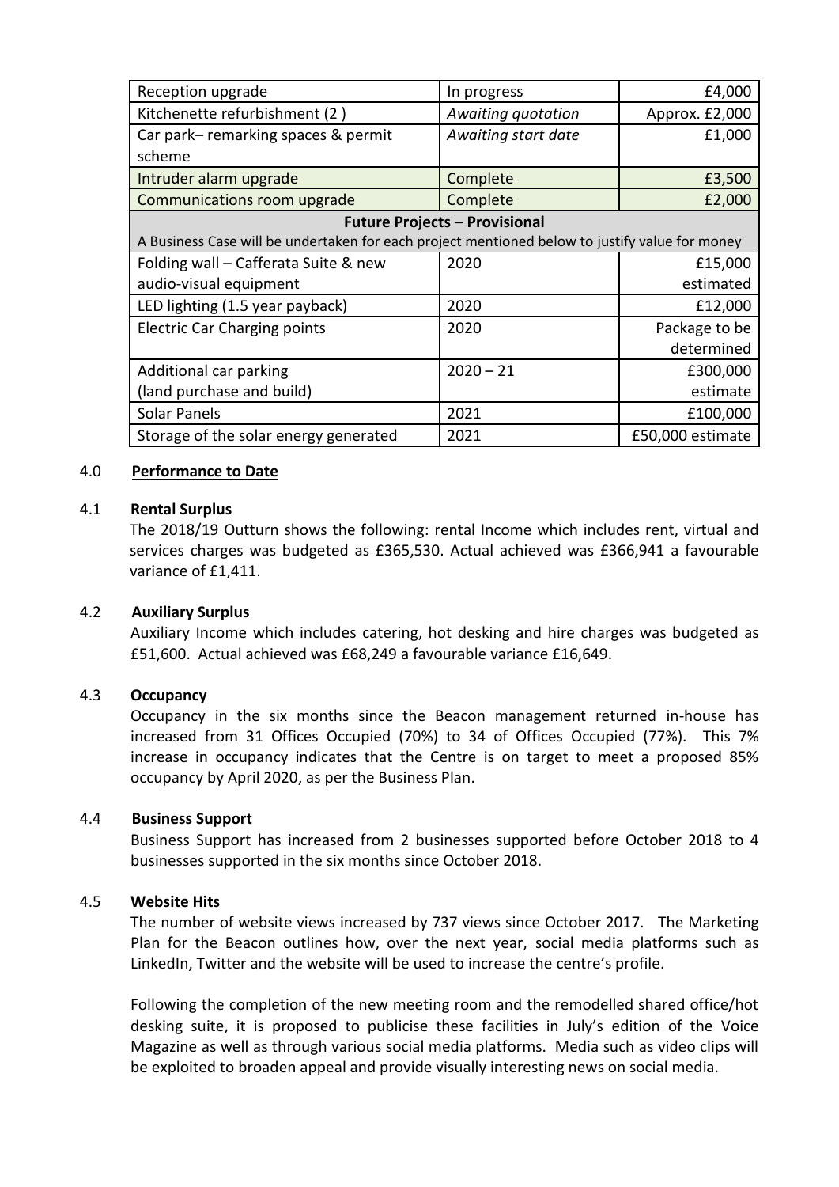| | | |
|---|---|---|
| Reception upgrade | In progress | £4,000 |
| Kitchenette refurbishment (2 ) | *Awaiting quotation* | Approx. £2,000 |
| Car park– remarking spaces & permit scheme | *Awaiting start date* | £1,000 |
| Intruder alarm upgrade | Complete | £3,500 |
| Communications room upgrade | Complete | £2,000 |
| **Future Projects – Provisional** A Business Case will be undertaken for each project mentioned below to justify value for money | | |
| Folding wall – Cafferata Suite & new audio-visual equipment | 2020 | £15,000 estimated |
| LED lighting (1.5 year payback) | 2020 | £12,000 |
| Electric Car Charging points | 2020 | Package to be determined |
| Additional car parking (land purchase and build) | 2020 – 21 | £300,000 estimate |
| Solar Panels | 2021 | £100,000 |
| Storage of the solar energy generated | 2021 | £50,000 estimate |

## 4.0 Performance to Date

### 4.1 Rental Surplus

The 2018/19 Outturn shows the following: rental Income which includes rent, virtual and services charges was budgeted as £365,530. Actual achieved was £366,941 a favourable variance of £1,411.

### 4.2 Auxiliary Surplus

Auxiliary Income which includes catering, hot desking and hire charges was budgeted as £51,600. Actual achieved was £68,249 a favourable variance £16,649.

### 4.3 Occupancy

Occupancy in the six months since the Beacon management returned in-house has increased from 31 Offices Occupied (70%) to 34 of Offices Occupied (77%). This 7% increase in occupancy indicates that the Centre is on target to meet a proposed 85% occupancy by April 2020, as per the Business Plan.

### 4.4 Business Support

Business Support has increased from 2 businesses supported before October 2018 to 4 businesses supported in the six months since October 2018.

### 4.5 Website Hits

The number of website views increased by 737 views since October 2017. The Marketing Plan for the Beacon outlines how, over the next year, social media platforms such as LinkedIn, Twitter and the website will be used to increase the centre's profile.

Following the completion of the new meeting room and the remodelled shared office/hot desking suite, it is proposed to publicise these facilities in July's edition of the Voice Magazine as well as through various social media platforms. Media such as video clips will be exploited to broaden appeal and provide visually interesting news on social media.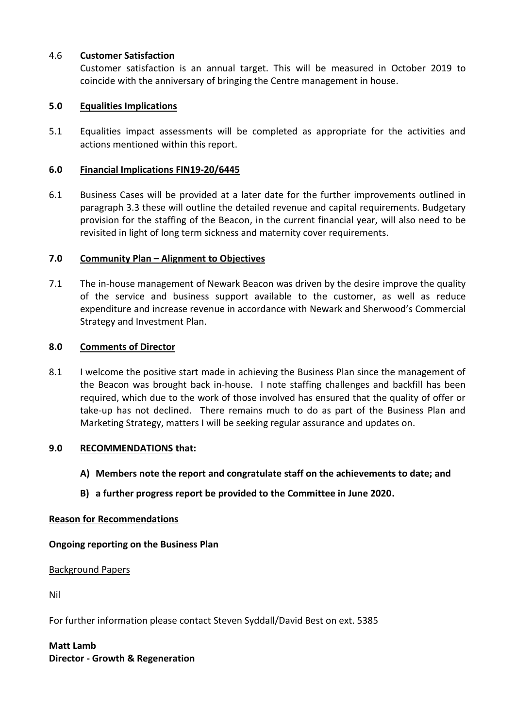4.6 **Customer Satisfaction**

Customer satisfaction is an annual target. This will be measured in October 2019 to coincide with the anniversary of bringing the Centre management in house.

**5.0 <u>Equalities Implications</u>**

5.1 Equalities impact assessments will be completed as appropriate for the activities and actions mentioned within this report.

**6.0 <u>Financial Implications FIN19-20/6445</u>**

6.1 Business Cases will be provided at a later date for the further improvements outlined in paragraph 3.3 these will outline the detailed revenue and capital requirements. Budgetary provision for the staffing of the Beacon, in the current financial year, will also need to be revisited in light of long term sickness and maternity cover requirements.

**7.0 <u>Community Plan – Alignment to Objectives</u>**

7.1 The in-house management of Newark Beacon was driven by the desire improve the quality of the service and business support available to the customer, as well as reduce expenditure and increase revenue in accordance with Newark and Sherwood's Commercial Strategy and Investment Plan.

**8.0 <u>Comments of Director</u>**

8.1 I welcome the positive start made in achieving the Business Plan since the management of the Beacon was brought back in-house. I note staffing challenges and backfill has been required, which due to the work of those involved has ensured that the quality of offer or take-up has not declined. There remains much to do as part of the Business Plan and Marketing Strategy, matters I will be seeking regular assurance and updates on.

**9.0 <u>RECOMMENDATIONS</u> that:**

**A) Members note the report and congratulate staff on the achievements to date; and**

**B) a further progress report be provided to the Committee in June 2020.**

**<u>Reason for Recommendations</u>**

**Ongoing reporting on the Business Plan**

<u>Background Papers</u>

Nil

For further information please contact Steven Syddall/David Best on ext. 5385

**Matt Lamb**
**Director - Growth & Regeneration**